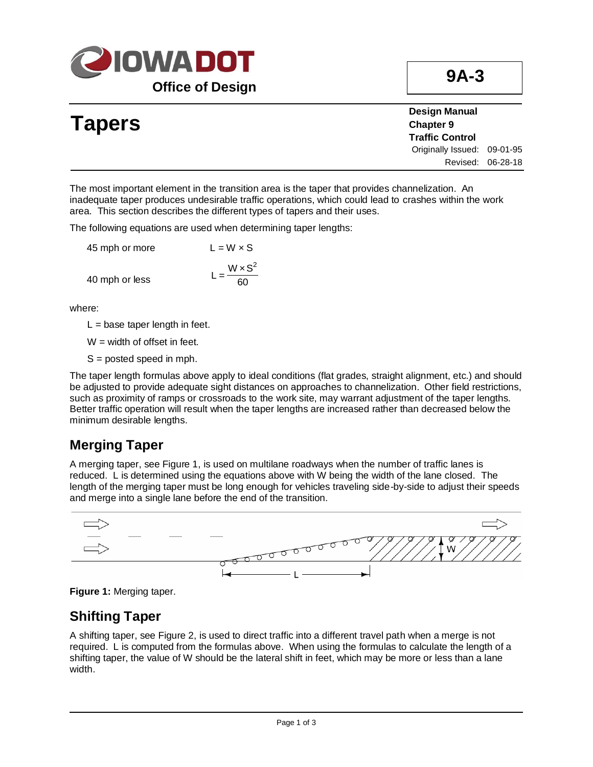IOWA DOT

Office of Design

**9A-3**

# Tapers

**Design Manual**
**Chapter 9**
**Traffic Control**
Originally Issued: 09-01-95
Revised: 06-28-18

The most important element in the transition area is the taper that provides channelization. An inadequate taper produces undesirable traffic operations, which could lead to crashes within the work area. This section describes the different types of tapers and their uses.

The following equations are used when determining taper lengths:

45 mph or more $L = W \times S$

40 mph or less $L = \dfrac{W \times S^2}{60}$

where:

L = base taper length in feet.

W = width of offset in feet.

S = posted speed in mph.

The taper length formulas above apply to ideal conditions (flat grades, straight alignment, etc.) and should be adjusted to provide adequate sight distances on approaches to channelization. Other field restrictions, such as proximity of ramps or crossroads to the work site, may warrant adjustment of the taper lengths. Better traffic operation will result when the taper lengths are increased rather than decreased below the minimum desirable lengths.

## Merging Taper

A merging taper, see Figure 1, is used on multilane roadways when the number of traffic lanes is reduced. L is determined using the equations above with W being the width of the lane closed. The length of the merging taper must be long enough for vehicles traveling side-by-side to adjust their speeds and merge into a single lane before the end of the transition.

**Figure 1:** Merging taper.

## Shifting Taper

A shifting taper, see Figure 2, is used to direct traffic into a different travel path when a merge is not required. L is computed from the formulas above. When using the formulas to calculate the length of a shifting taper, the value of W should be the lateral shift in feet, which may be more or less than a lane width.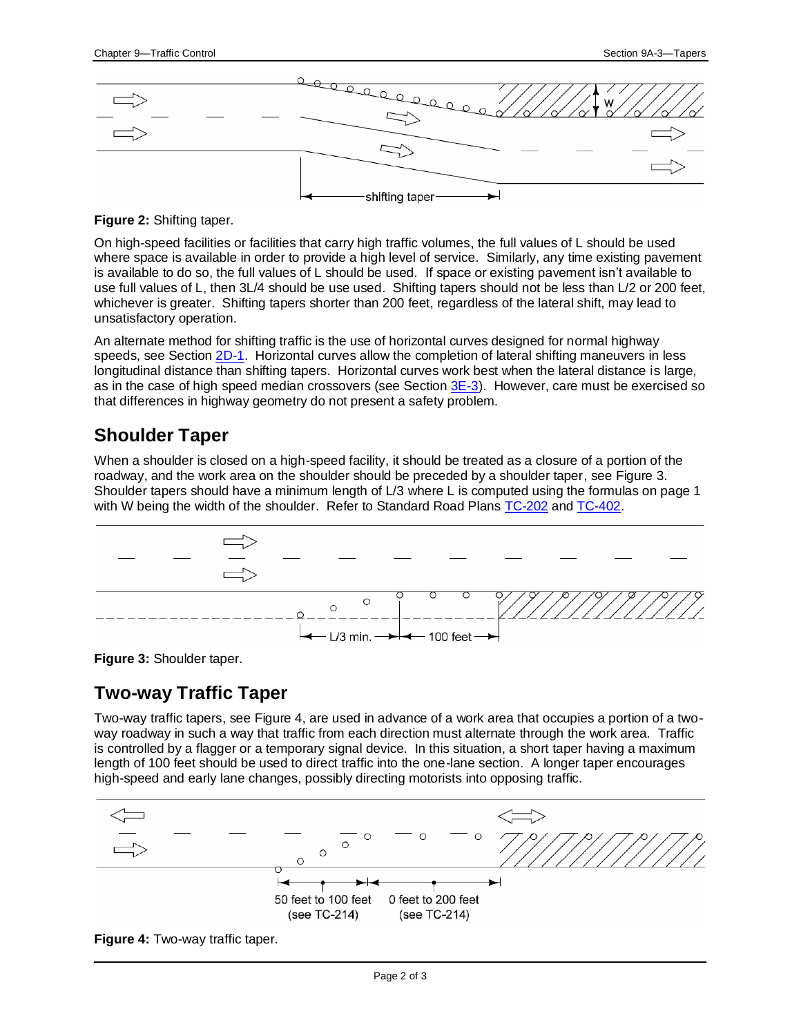**Figure 2:** Shifting taper.

On high-speed facilities or facilities that carry high traffic volumes, the full values of L should be used where space is available in order to provide a high level of service. Similarly, any time existing pavement is available to do so, the full values of L should be used. If space or existing pavement isn't available to use full values of L, then 3L/4 should be use used. Shifting tapers should not be less than L/2 or 200 feet, whichever is greater. Shifting tapers shorter than 200 feet, regardless of the lateral shift, may lead to unsatisfactory operation.

An alternate method for shifting traffic is the use of horizontal curves designed for normal highway speeds, see Section 2D-1. Horizontal curves allow the completion of lateral shifting maneuvers in less longitudinal distance than shifting tapers. Horizontal curves work best when the lateral distance is large, as in the case of high speed median crossovers (see Section 3E-3). However, care must be exercised so that differences in highway geometry do not present a safety problem.

## Shoulder Taper

When a shoulder is closed on a high-speed facility, it should be treated as a closure of a portion of the roadway, and the work area on the shoulder should be preceded by a shoulder taper, see Figure 3. Shoulder tapers should have a minimum length of L/3 where L is computed using the formulas on page 1 with W being the width of the shoulder. Refer to Standard Road Plans TC-202 and TC-402.

**Figure 3:** Shoulder taper.

## Two-way Traffic Taper

Two-way traffic tapers, see Figure 4, are used in advance of a work area that occupies a portion of a two-way roadway in such a way that traffic from each direction must alternate through the work area. Traffic is controlled by a flagger or a temporary signal device. In this situation, a short taper having a maximum length of 100 feet should be used to direct traffic into the one-lane section. A longer taper encourages high-speed and early lane changes, possibly directing motorists into opposing traffic.

**Figure 4:** Two-way traffic taper.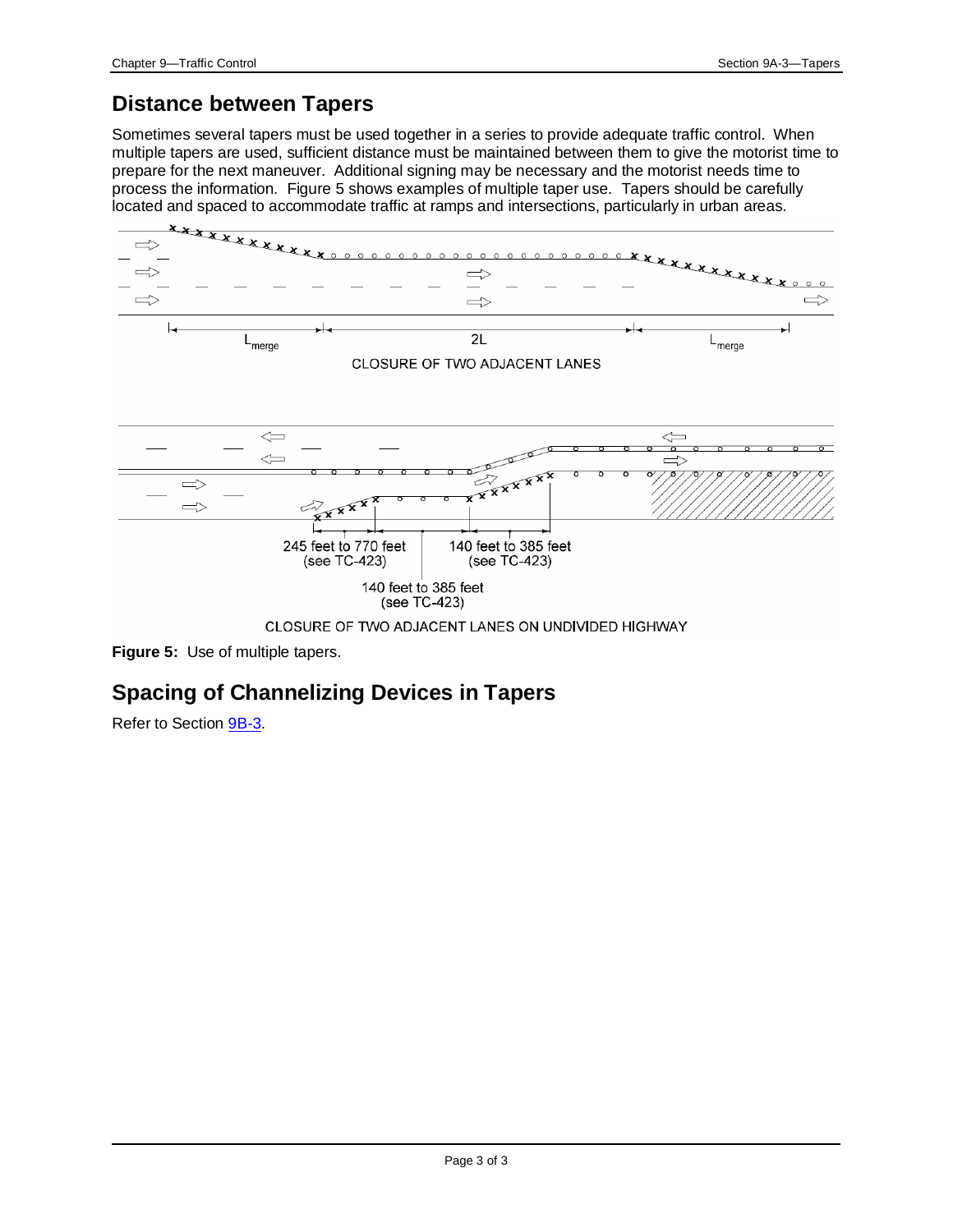## Distance between Tapers

Sometimes several tapers must be used together in a series to provide adequate traffic control. When multiple tapers are used, sufficient distance must be maintained between them to give the motorist time to prepare for the next maneuver. Additional signing may be necessary and the motorist needs time to process the information. Figure 5 shows examples of multiple taper use. Tapers should be carefully located and spaced to accommodate traffic at ramps and intersections, particularly in urban areas.

**Figure 5:** Use of multiple tapers.

## Spacing of Channelizing Devices in Tapers

Refer to Section 9B-3.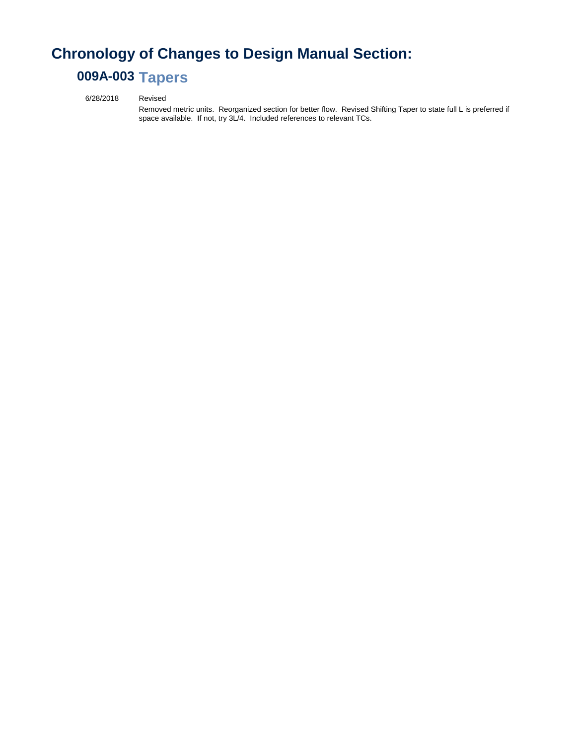# Chronology of Changes to Design Manual Section:

## 009A-003 Tapers

6/28/2018 Revised

Removed metric units. Reorganized section for better flow. Revised Shifting Taper to state full L is preferred if space available. If not, try 3L/4. Included references to relevant TCs.